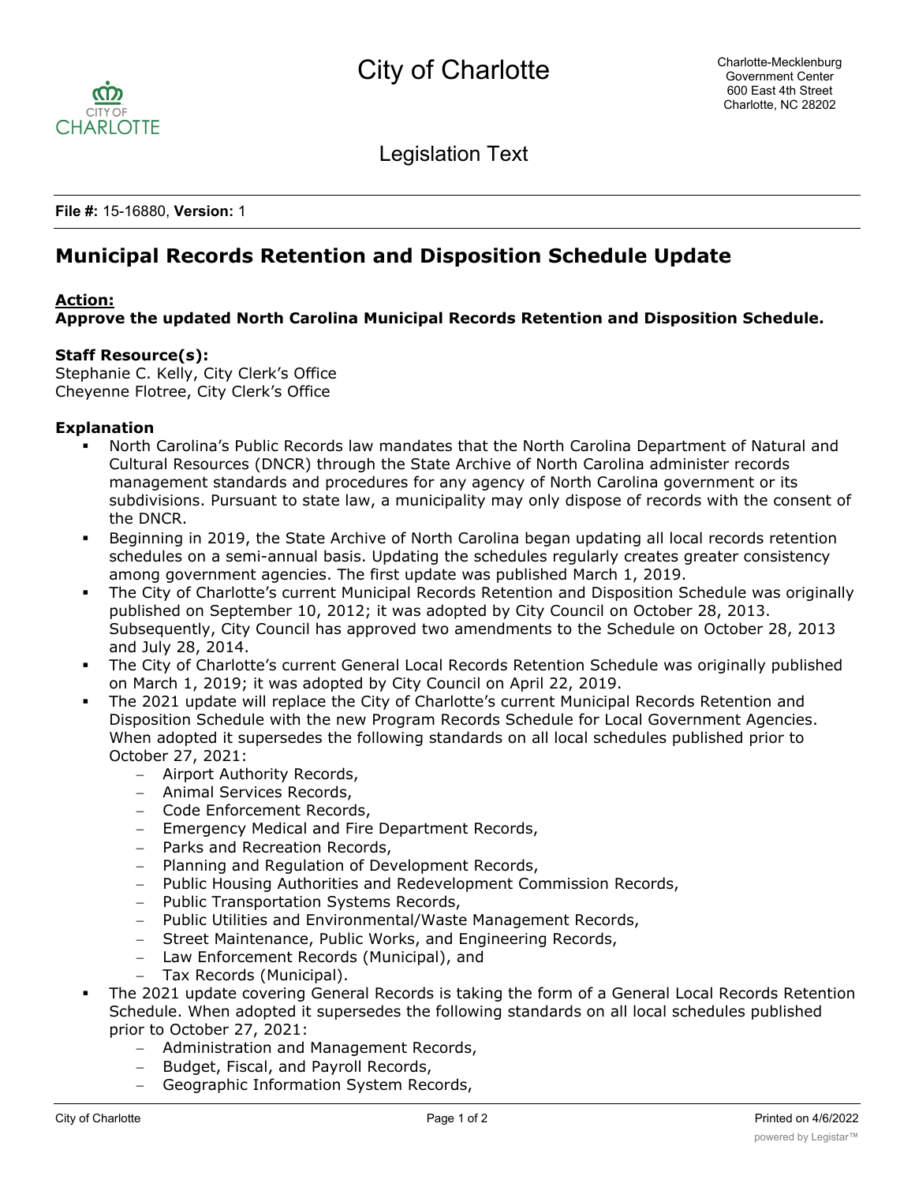City of Charlotte

Legislation Text

**File #:** 15-16880, **Version:** 1

# Municipal Records Retention and Disposition Schedule Update

**Action:**

**Approve the updated North Carolina Municipal Records Retention and Disposition Schedule.**

**Staff Resource(s):**

Stephanie C. Kelly, City Clerk's Office
Cheyenne Flotree, City Clerk's Office

**Explanation**

- North Carolina's Public Records law mandates that the North Carolina Department of Natural and Cultural Resources (DNCR) through the State Archive of North Carolina administer records management standards and procedures for any agency of North Carolina government or its subdivisions. Pursuant to state law, a municipality may only dispose of records with the consent of the DNCR.
- Beginning in 2019, the State Archive of North Carolina began updating all local records retention schedules on a semi-annual basis. Updating the schedules regularly creates greater consistency among government agencies. The first update was published March 1, 2019.
- The City of Charlotte's current Municipal Records Retention and Disposition Schedule was originally published on September 10, 2012; it was adopted by City Council on October 28, 2013. Subsequently, City Council has approved two amendments to the Schedule on October 28, 2013 and July 28, 2014.
- The City of Charlotte's current General Local Records Retention Schedule was originally published on March 1, 2019; it was adopted by City Council on April 22, 2019.
- The 2021 update will replace the City of Charlotte's current Municipal Records Retention and Disposition Schedule with the new Program Records Schedule for Local Government Agencies. When adopted it supersedes the following standards on all local schedules published prior to October 27, 2021:
  - Airport Authority Records,
  - Animal Services Records,
  - Code Enforcement Records,
  - Emergency Medical and Fire Department Records,
  - Parks and Recreation Records,
  - Planning and Regulation of Development Records,
  - Public Housing Authorities and Redevelopment Commission Records,
  - Public Transportation Systems Records,
  - Public Utilities and Environmental/Waste Management Records,
  - Street Maintenance, Public Works, and Engineering Records,
  - Law Enforcement Records (Municipal), and
  - Tax Records (Municipal).
- The 2021 update covering General Records is taking the form of a General Local Records Retention Schedule. When adopted it supersedes the following standards on all local schedules published prior to October 27, 2021:
  - Administration and Management Records,
  - Budget, Fiscal, and Payroll Records,
  - Geographic Information System Records,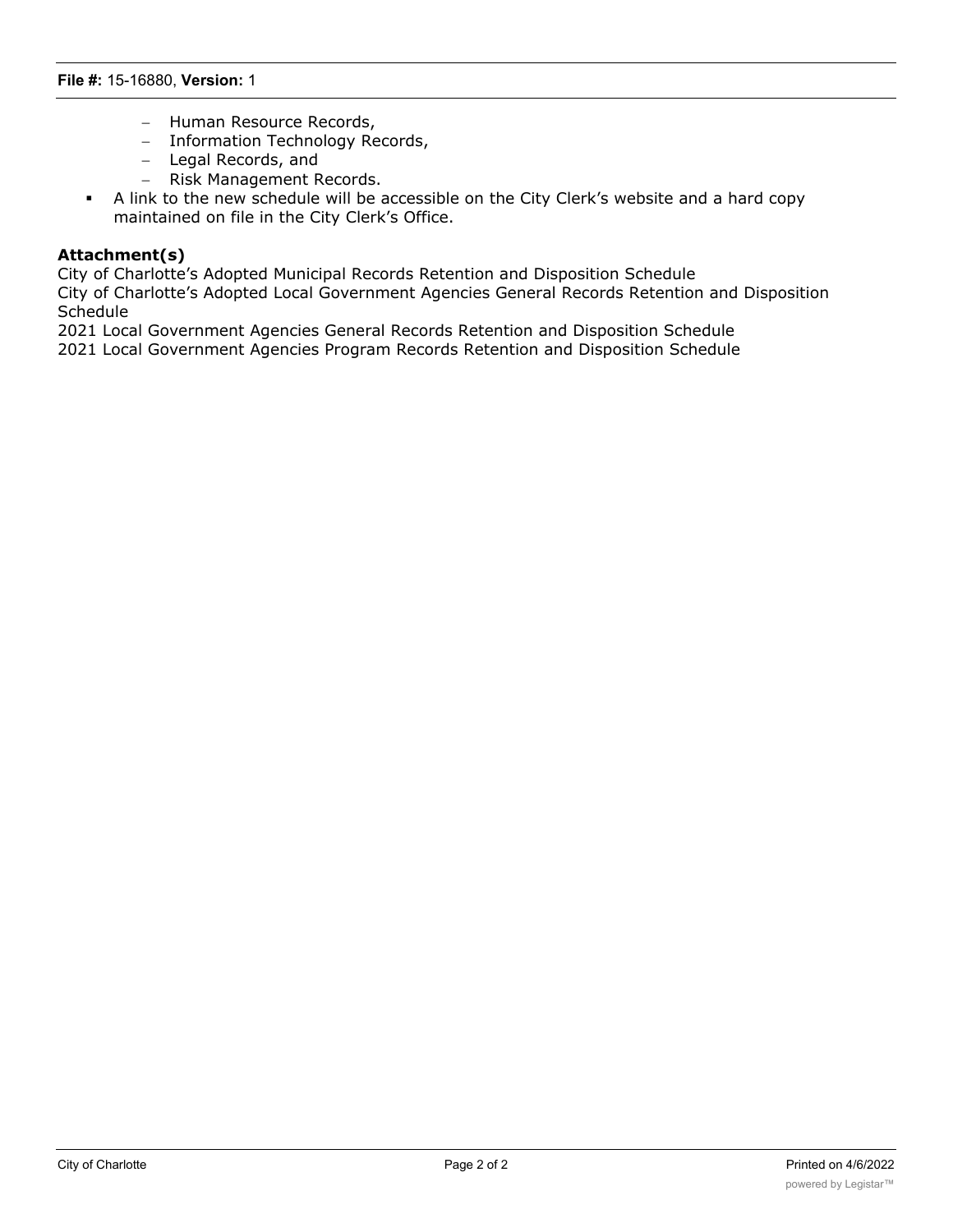- Human Resource Records,
    - Information Technology Records,
    - Legal Records, and
    - Risk Management Records.
- A link to the new schedule will be accessible on the City Clerk's website and a hard copy maintained on file in the City Clerk's Office.

**Attachment(s)**

City of Charlotte's Adopted Municipal Records Retention and Disposition Schedule

City of Charlotte's Adopted Local Government Agencies General Records Retention and Disposition Schedule

2021 Local Government Agencies General Records Retention and Disposition Schedule

2021 Local Government Agencies Program Records Retention and Disposition Schedule